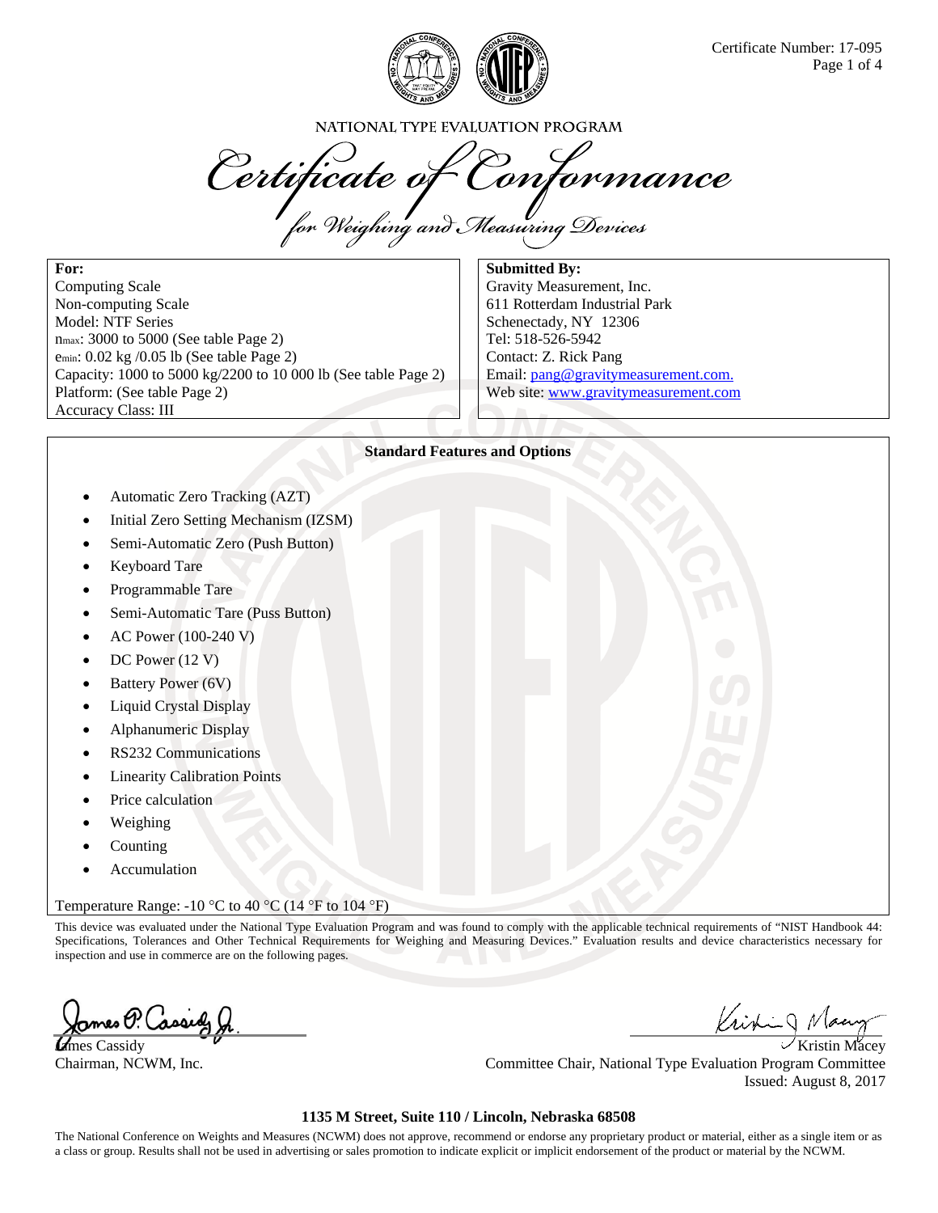Certificate Number: 17-095

NATIONAL TYPE EVALUATION PROGRAM

# Certificate of Conformance

## for Weighing and Measuring Devices

**For:**
Computing Scale
Non-computing Scale
Model: NTF Series
$n_{max}$: 3000 to 5000 (See table Page 2)
$e_{min}$: 0.02 kg /0.05 lb (See table Page 2)
Capacity: 1000 to 5000 kg/2200 to 10 000 lb (See table Page 2)
Platform: (See table Page 2)
Accuracy Class: III

**Submitted By:**
Gravity Measurement, Inc.
611 Rotterdam Industrial Park
Schenectady, NY 12306
Tel: 518-526-5942
Contact: Z. Rick Pang
Email: pang@gravitymeasurement.com.
Web site: www.gravitymeasurement.com

**Standard Features and Options**

- Automatic Zero Tracking (AZT)
- Initial Zero Setting Mechanism (IZSM)
- Semi-Automatic Zero (Push Button)
- Keyboard Tare
- Programmable Tare
- Semi-Automatic Tare (Puss Button)
- AC Power (100-240 V)
- DC Power (12 V)
- Battery Power (6V)
- Liquid Crystal Display
- Alphanumeric Display
- RS232 Communications
- Linearity Calibration Points
- Price calculation
- Weighing
- Counting
- Accumulation

Temperature Range: -10 °C to 40 °C (14 °F to 104 °F)

This device was evaluated under the National Type Evaluation Program and was found to comply with the applicable technical requirements of "NIST Handbook 44: Specifications, Tolerances and Other Technical Requirements for Weighing and Measuring Devices." Evaluation results and device characteristics necessary for inspection and use in commerce are on the following pages.

James Cassidy
Chairman, NCWM, Inc.

Kristin Macey
Committee Chair, National Type Evaluation Program Committee
Issued: August 8, 2017

**1135 M Street, Suite 110 / Lincoln, Nebraska 68508**

The National Conference on Weights and Measures (NCWM) does not approve, recommend or endorse any proprietary product or material, either as a single item or as a class or group. Results shall not be used in advertising or sales promotion to indicate explicit or implicit endorsement of the product or material by the NCWM.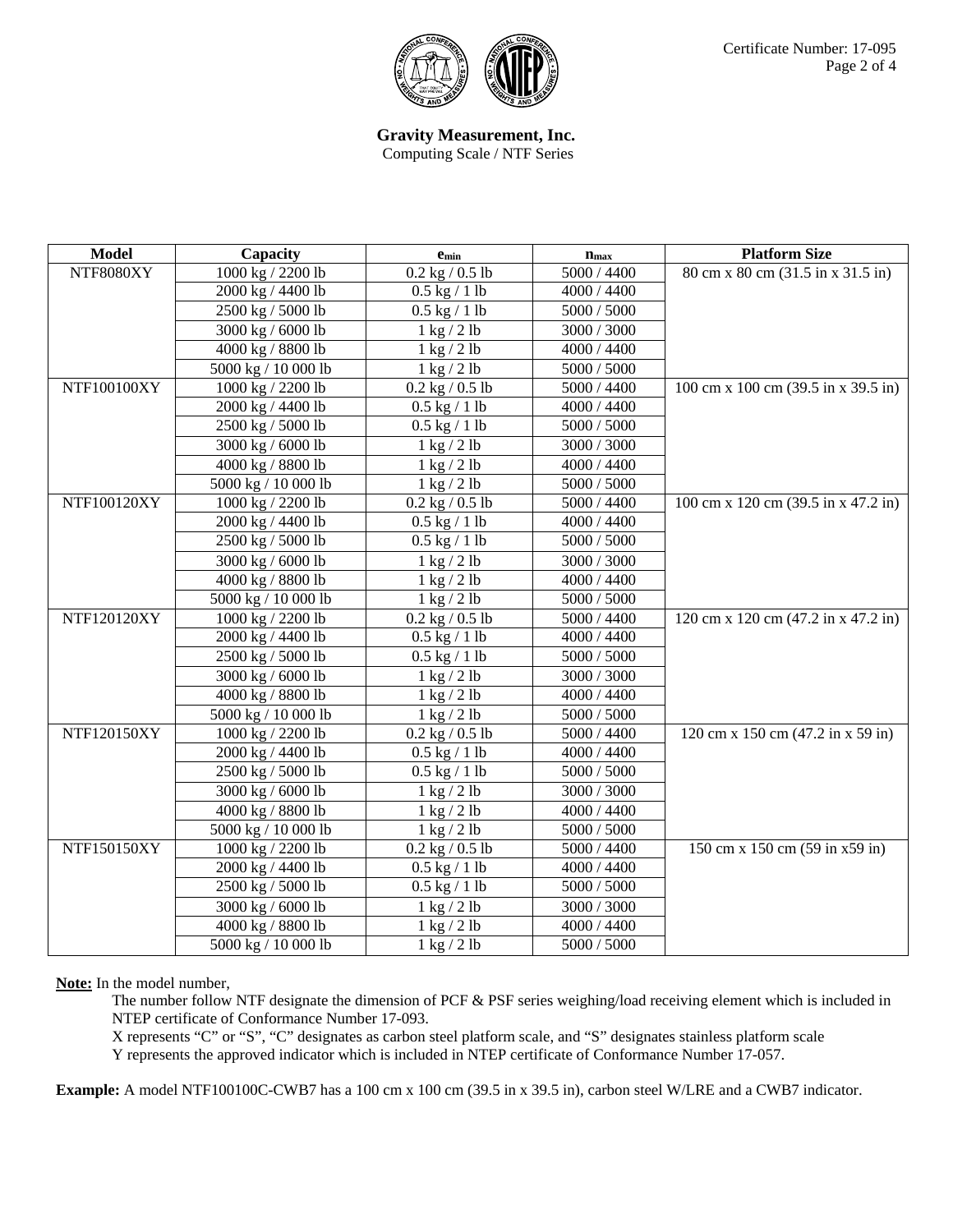**Gravity Measurement, Inc.**
Computing Scale / NTF Series

| Model | Capacity | $e_{min}$ | $n_{max}$ | Platform Size |
|---|---|---|---|---|
| NTF8080XY | 1000 kg / 2200 lb | 0.2 kg / 0.5 lb | 5000 / 4400 | 80 cm x 80 cm (31.5 in x 31.5 in) |
| | 2000 kg / 4400 lb | 0.5 kg / 1 lb | 4000 / 4400 | |
| | 2500 kg / 5000 lb | 0.5 kg / 1 lb | 5000 / 5000 | |
| | 3000 kg / 6000 lb | 1 kg / 2 lb | 3000 / 3000 | |
| | 4000 kg / 8800 lb | 1 kg / 2 lb | 4000 / 4400 | |
| | 5000 kg / 10 000 lb | 1 kg / 2 lb | 5000 / 5000 | |
| NTF100100XY | 1000 kg / 2200 lb | 0.2 kg / 0.5 lb | 5000 / 4400 | 100 cm x 100 cm (39.5 in x 39.5 in) |
| | 2000 kg / 4400 lb | 0.5 kg / 1 lb | 4000 / 4400 | |
| | 2500 kg / 5000 lb | 0.5 kg / 1 lb | 5000 / 5000 | |
| | 3000 kg / 6000 lb | 1 kg / 2 lb | 3000 / 3000 | |
| | 4000 kg / 8800 lb | 1 kg / 2 lb | 4000 / 4400 | |
| | 5000 kg / 10 000 lb | 1 kg / 2 lb | 5000 / 5000 | |
| NTF100120XY | 1000 kg / 2200 lb | 0.2 kg / 0.5 lb | 5000 / 4400 | 100 cm x 120 cm (39.5 in x 47.2 in) |
| | 2000 kg / 4400 lb | 0.5 kg / 1 lb | 4000 / 4400 | |
| | 2500 kg / 5000 lb | 0.5 kg / 1 lb | 5000 / 5000 | |
| | 3000 kg / 6000 lb | 1 kg / 2 lb | 3000 / 3000 | |
| | 4000 kg / 8800 lb | 1 kg / 2 lb | 4000 / 4400 | |
| | 5000 kg / 10 000 lb | 1 kg / 2 lb | 5000 / 5000 | |
| NTF120120XY | 1000 kg / 2200 lb | 0.2 kg / 0.5 lb | 5000 / 4400 | 120 cm x 120 cm (47.2 in x 47.2 in) |
| | 2000 kg / 4400 lb | 0.5 kg / 1 lb | 4000 / 4400 | |
| | 2500 kg / 5000 lb | 0.5 kg / 1 lb | 5000 / 5000 | |
| | 3000 kg / 6000 lb | 1 kg / 2 lb | 3000 / 3000 | |
| | 4000 kg / 8800 lb | 1 kg / 2 lb | 4000 / 4400 | |
| | 5000 kg / 10 000 lb | 1 kg / 2 lb | 5000 / 5000 | |
| NTF120150XY | 1000 kg / 2200 lb | 0.2 kg / 0.5 lb | 5000 / 4400 | 120 cm x 150 cm (47.2 in x 59 in) |
| | 2000 kg / 4400 lb | 0.5 kg / 1 lb | 4000 / 4400 | |
| | 2500 kg / 5000 lb | 0.5 kg / 1 lb | 5000 / 5000 | |
| | 3000 kg / 6000 lb | 1 kg / 2 lb | 3000 / 3000 | |
| | 4000 kg / 8800 lb | 1 kg / 2 lb | 4000 / 4400 | |
| | 5000 kg / 10 000 lb | 1 kg / 2 lb | 5000 / 5000 | |
| NTF150150XY | 1000 kg / 2200 lb | 0.2 kg / 0.5 lb | 5000 / 4400 | 150 cm x 150 cm (59 in x59 in) |
| | 2000 kg / 4400 lb | 0.5 kg / 1 lb | 4000 / 4400 | |
| | 2500 kg / 5000 lb | 0.5 kg / 1 lb | 5000 / 5000 | |
| | 3000 kg / 6000 lb | 1 kg / 2 lb | 3000 / 3000 | |
| | 4000 kg / 8800 lb | 1 kg / 2 lb | 4000 / 4400 | |
| | 5000 kg / 10 000 lb | 1 kg / 2 lb | 5000 / 5000 | |

**Note:** In the model number,

The number follow NTF designate the dimension of PCF & PSF series weighing/load receiving element which is included in NTEP certificate of Conformance Number 17-093.

X represents "C" or "S", "C" designates as carbon steel platform scale, and "S" designates stainless platform scale

Y represents the approved indicator which is included in NTEP certificate of Conformance Number 17-057.

**Example:** A model NTF100100C-CWB7 has a 100 cm x 100 cm (39.5 in x 39.5 in), carbon steel W/LRE and a CWB7 indicator.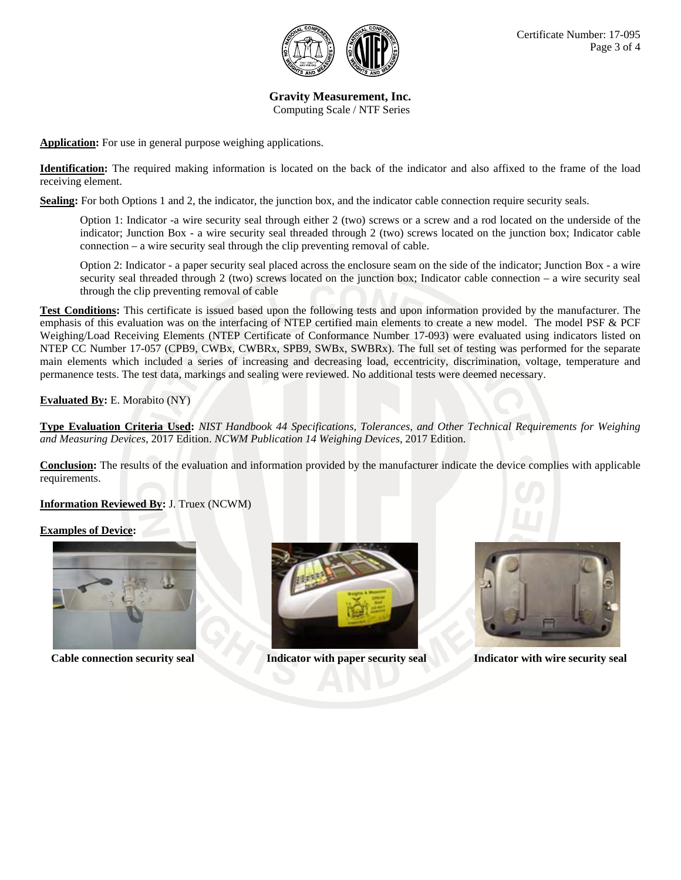**Gravity Measurement, Inc.**
Computing Scale / NTF Series

**Application:** For use in general purpose weighing applications.

**Identification:** The required making information is located on the back of the indicator and also affixed to the frame of the load receiving element.

**Sealing:** For both Options 1 and 2, the indicator, the junction box, and the indicator cable connection require security seals.

Option 1: Indicator -a wire security seal through either 2 (two) screws or a screw and a rod located on the underside of the indicator; Junction Box - a wire security seal threaded through 2 (two) screws located on the junction box; Indicator cable connection – a wire security seal through the clip preventing removal of cable.

Option 2: Indicator - a paper security seal placed across the enclosure seam on the side of the indicator; Junction Box - a wire security seal threaded through 2 (two) screws located on the junction box; Indicator cable connection – a wire security seal through the clip preventing removal of cable

**Test Conditions:** This certificate is issued based upon the following tests and upon information provided by the manufacturer. The emphasis of this evaluation was on the interfacing of NTEP certified main elements to create a new model. The model PSF & PCF Weighing/Load Receiving Elements (NTEP Certificate of Conformance Number 17-093) were evaluated using indicators listed on NTEP CC Number 17-057 (CPB9, CWBx, CWBRx, SPB9, SWBx, SWBRx). The full set of testing was performed for the separate main elements which included a series of increasing and decreasing load, eccentricity, discrimination, voltage, temperature and permanence tests. The test data, markings and sealing were reviewed. No additional tests were deemed necessary.

**Evaluated By:** E. Morabito (NY)

**Type Evaluation Criteria Used:** *NIST Handbook 44 Specifications, Tolerances, and Other Technical Requirements for Weighing and Measuring Devices*, 2017 Edition. *NCWM Publication 14 Weighing Devices*, 2017 Edition.

**Conclusion:** The results of the evaluation and information provided by the manufacturer indicate the device complies with applicable requirements.

**Information Reviewed By:** J. Truex (NCWM)

**Examples of Device:**

**Cable connection security seal**

**Indicator with paper security seal**

**Indicator with wire security seal**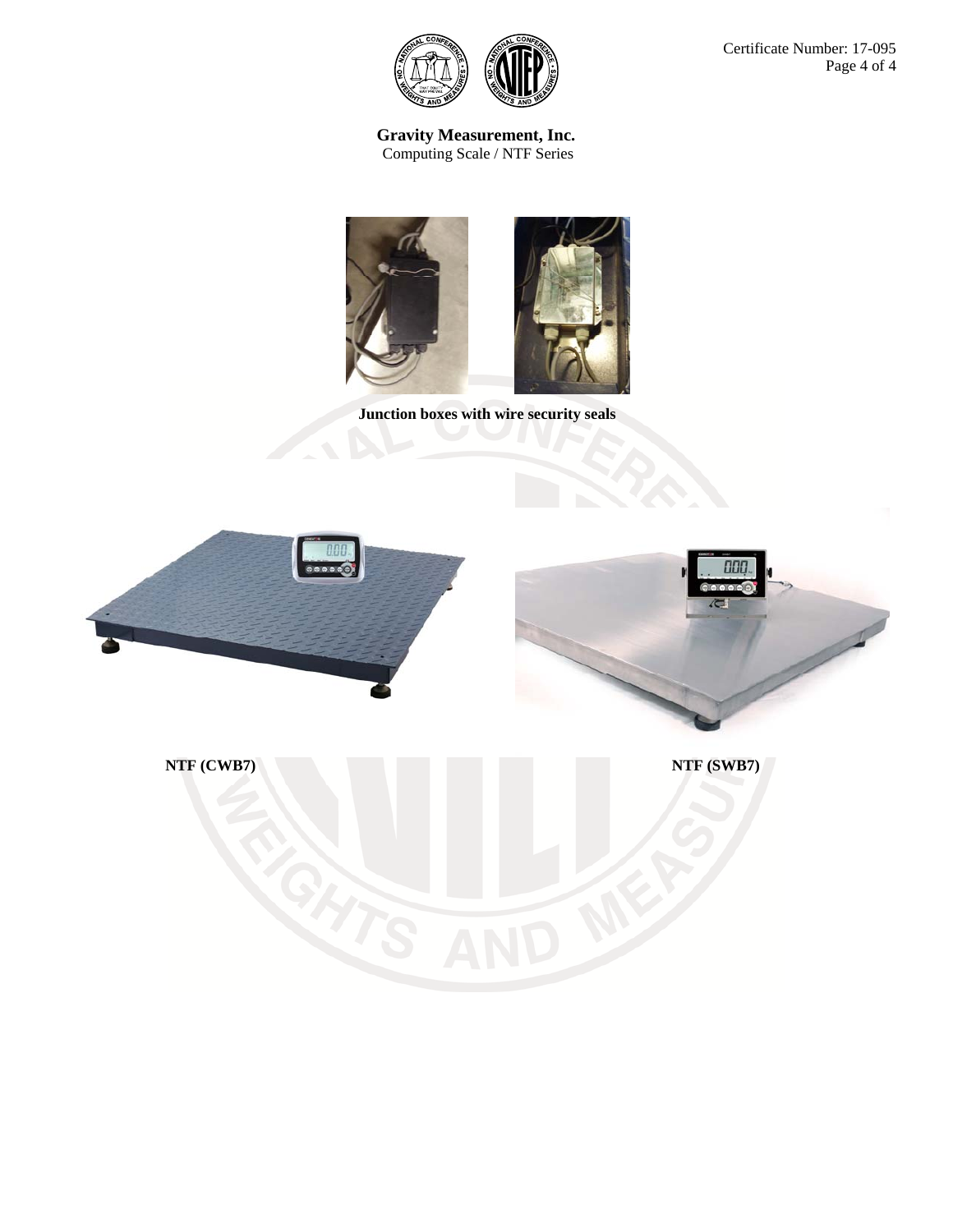**Gravity Measurement, Inc.**
Computing Scale / NTF Series

**Junction boxes with wire security seals**

**NTF (CWB7)**

**NTF (SWB7)**